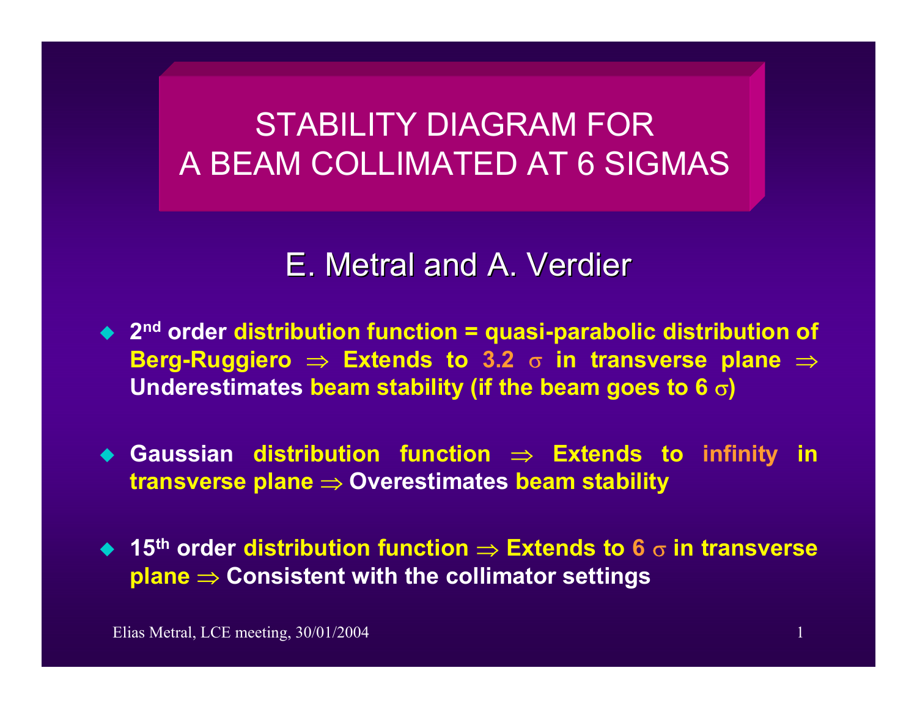# STABILITY DIAGRAM FOR A BEAM COLLIMATED AT 6 SIGMAS

## E. Metral and A. Verdier

- **2nd order distribution function = quasi-parabolic distribution of Berg-Ruggiero ⇒ Extends to 3.2 $\sigma$ in transverse plane ⇒ Underestimates beam stability (if the beam goes to 6 $\sigma$)**

- **Gaussian distribution function ⇒ Extends to infinity in transverse plane ⇒ Overestimates beam stability**

- **15th order distribution function ⇒ Extends to 6 $\sigma$ in transverse plane ⇒ Consistent with the collimator settings**

Elias Metral, LCE meeting, 30/01/2004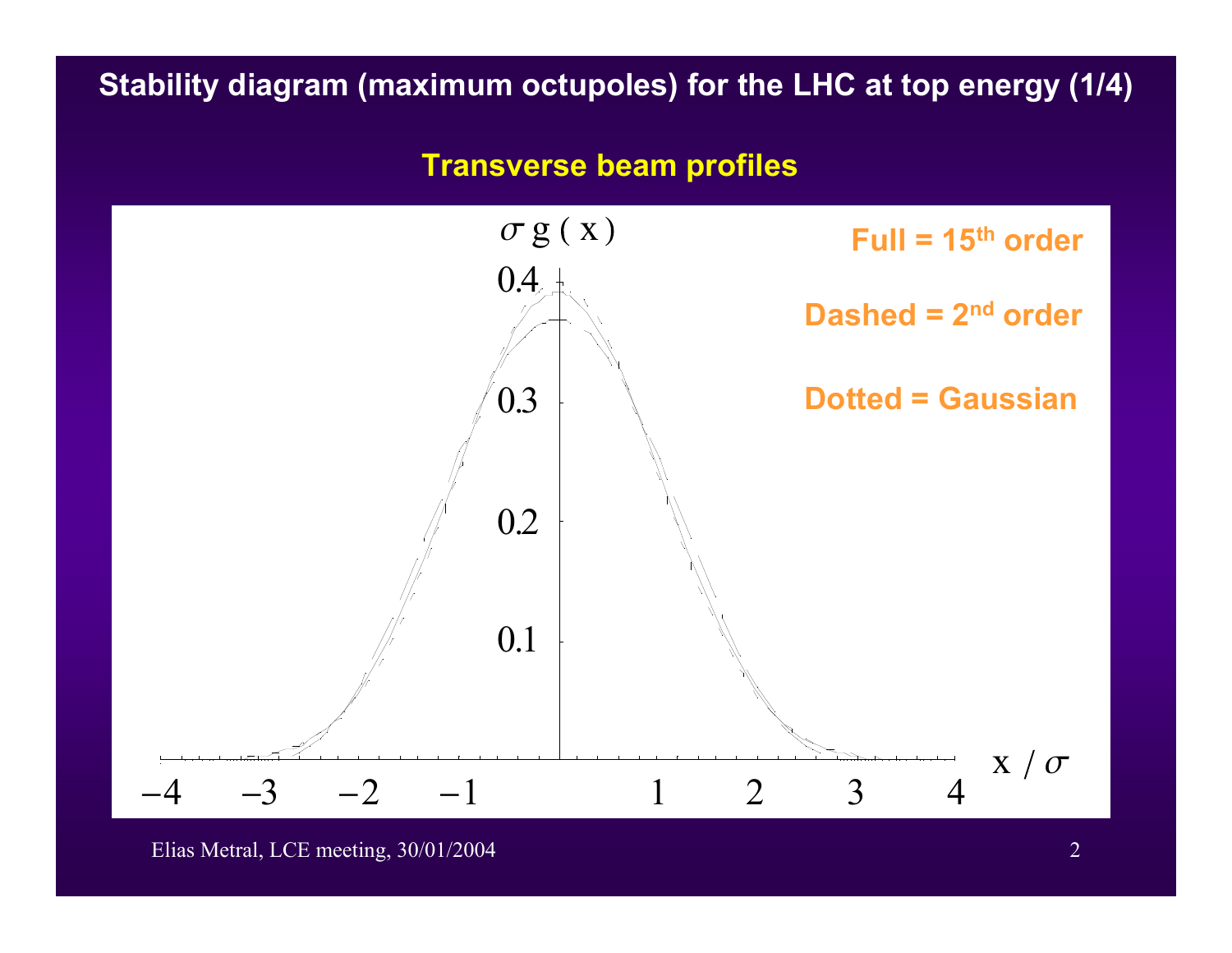# Stability diagram (maximum octupoles) for the LHC at top energy (1/4)

## Transverse beam profiles

$\sigma\, g\,(\,x\,)$

0.4

0.3

0.2

0.1

−4 −3 −2 −1 1 2 3 4

$x\ /\ \sigma$

**Full = 15th order**

**Dashed = 2nd order**

**Dotted = Gaussian**

Elias Metral, LCE meeting, 30/01/2004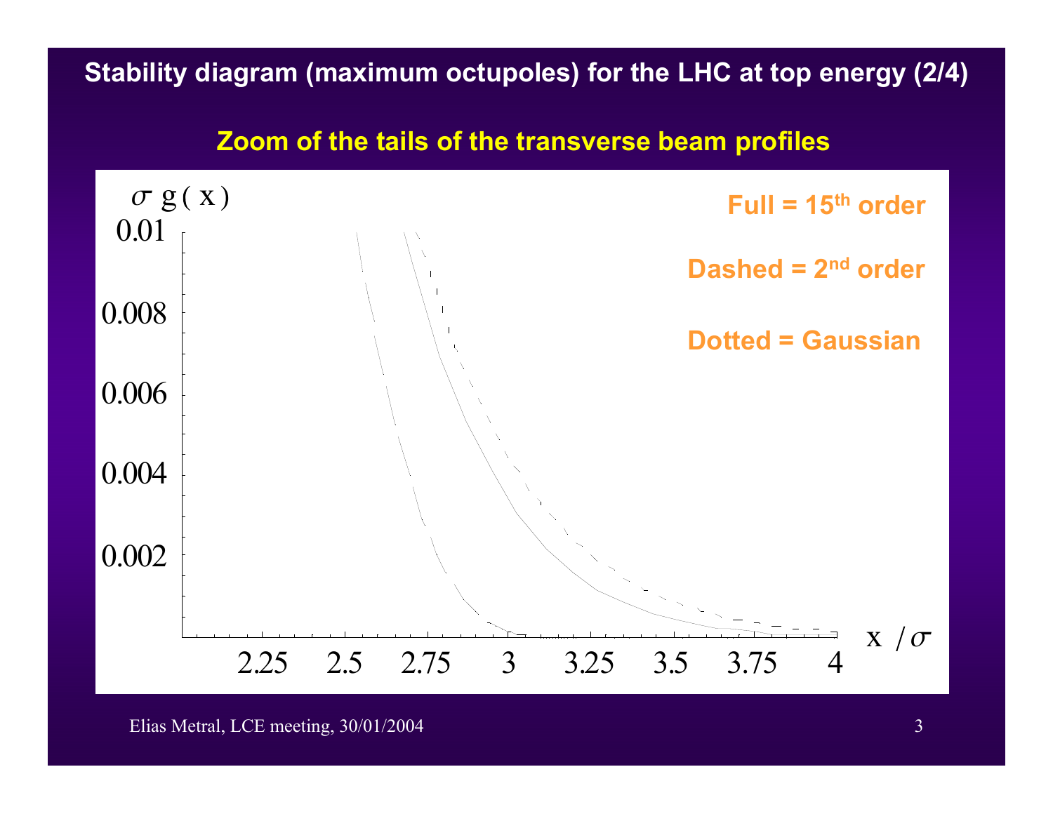# Stability diagram (maximum octupoles) for the LHC at top energy (2/4)

## Zoom of the tails of the transverse beam profiles

$\sigma\, g(x)$

0.01
0.008
0.006
0.004
0.002

2.25 2.5 2.75 3 3.25 3.5 3.75 4

$x/\sigma$

**Full = 15th order**

**Dashed = 2nd order**

**Dotted = Gaussian**

Elias Metral, LCE meeting, 30/01/2004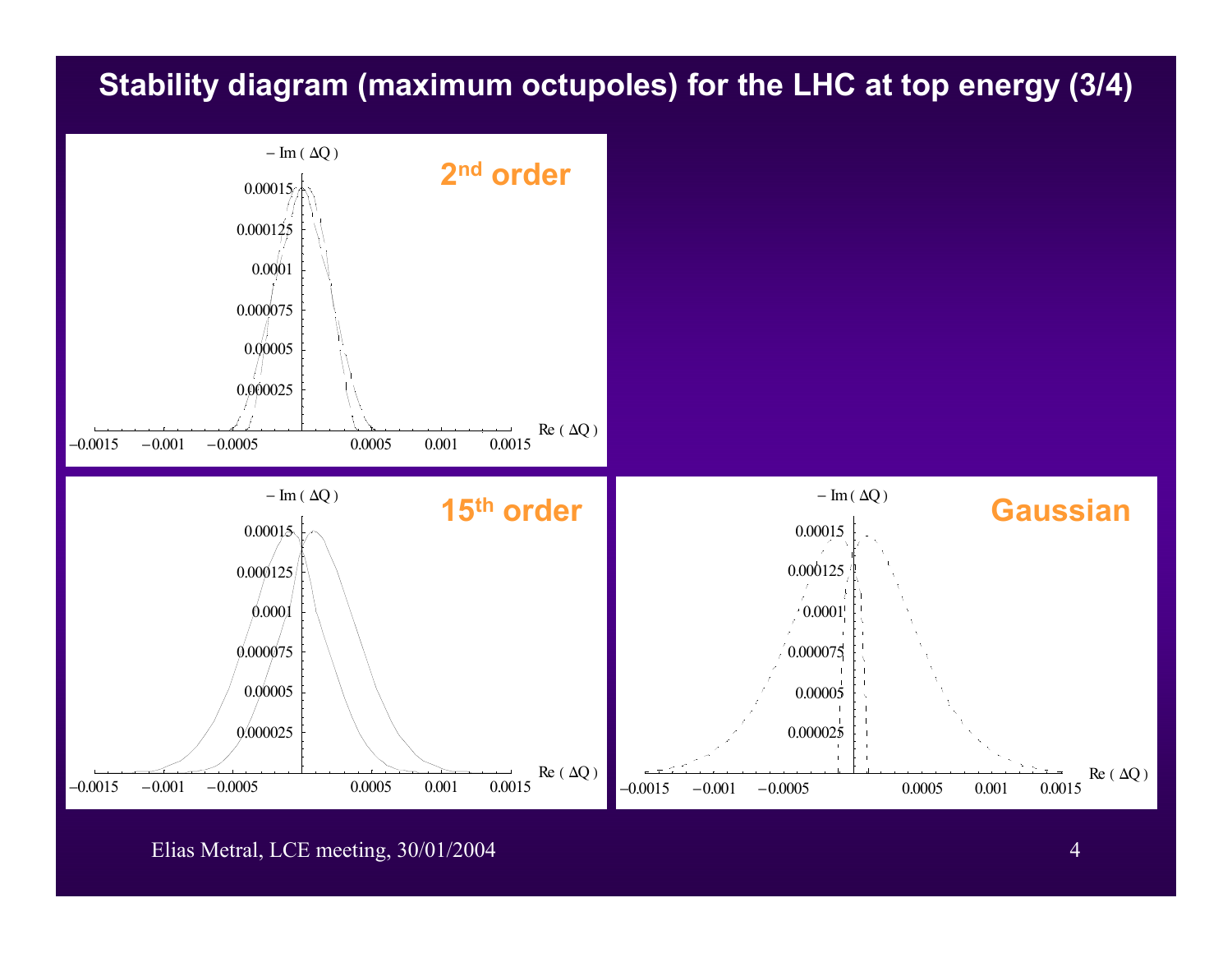# Stability diagram (maximum octupoles) for the LHC at top energy (3/4)

**2nd order**

− Im ( ΔQ )

0.00015
0.000125
0.0001
0.000075
0.00005
0.000025

Re ( ΔQ )

−0.0015 −0.001 −0.0005 0.0005 0.001 0.0015

**15th order**

− Im ( ΔQ )

0.00015
0.000125
0.0001
0.000075
0.00005
0.000025

Re ( ΔQ )

−0.0015 −0.001 −0.0005 0.0005 0.001 0.0015

**Gaussian**

− Im ( ΔQ )

0.00015
0.000125
0.0001
0.000075
0.00005
0.000025

Re ( ΔQ )

−0.0015 −0.001 −0.0005 0.0005 0.001 0.0015

Elias Metral, LCE meeting, 30/01/2004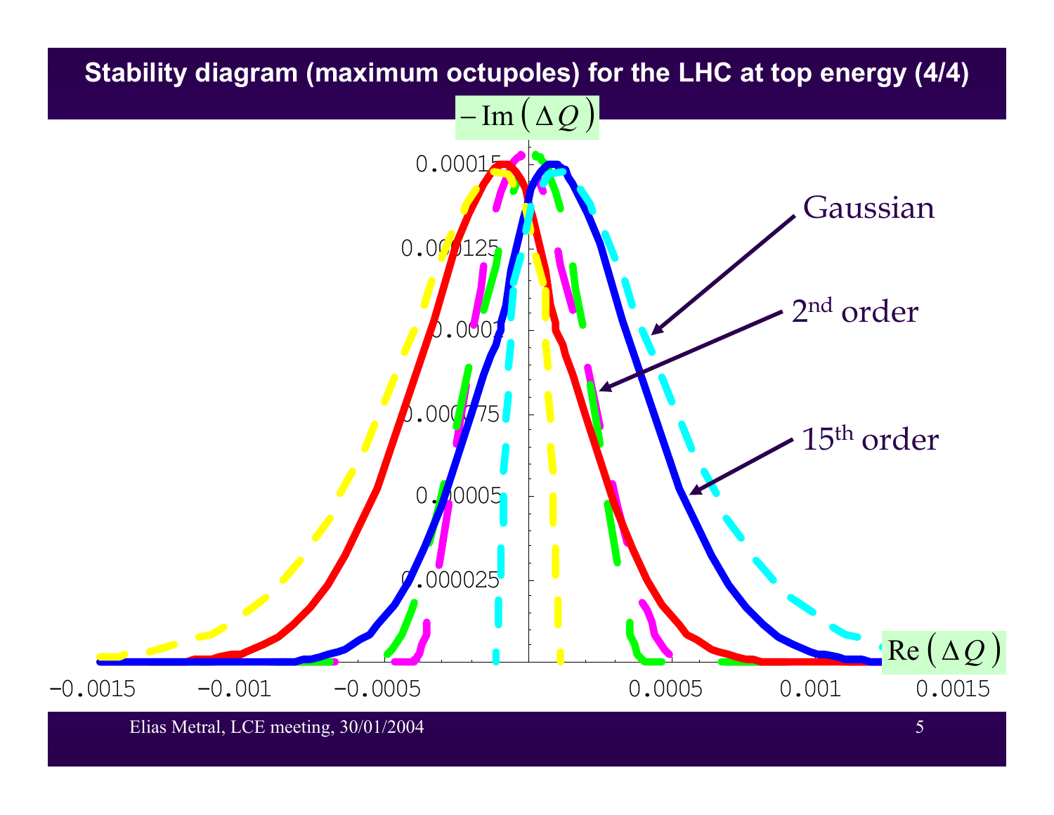# Stability diagram (maximum octupoles) for the LHC at top energy (4/4)

$-\mathrm{Im}(\Delta Q)$

0.00015
0.000125
0.0001
0.000075
0.00005
0.000025

$\mathrm{Re}(\Delta Q)$

-0.0015
-0.001
-0.0005
0.0005
0.001
0.0015

Gaussian

2nd order

15th order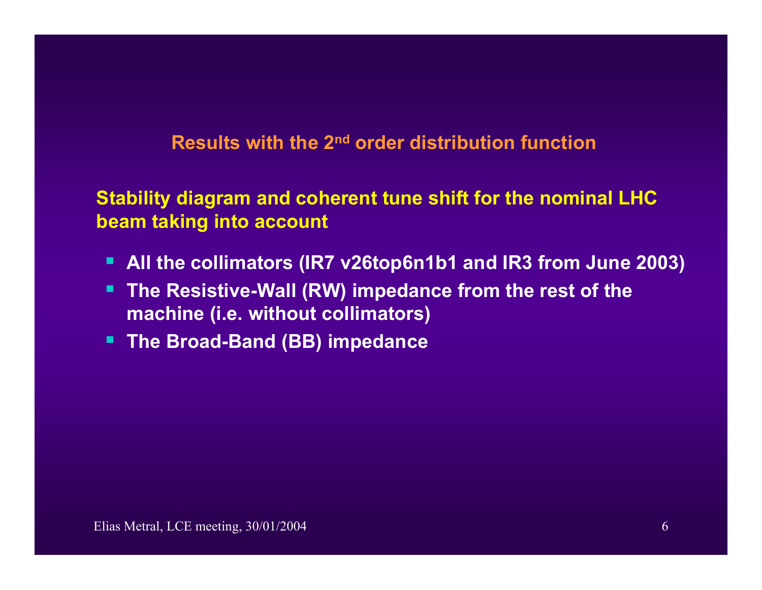## Results with the 2nd order distribution function

**Stability diagram and coherent tune shift for the nominal LHC beam taking into account**

- **All the collimators (IR7 v26top6n1b1 and IR3 from June 2003)**
- **The Resistive-Wall (RW) impedance from the rest of the machine (i.e. without collimators)**
- **The Broad-Band (BB) impedance**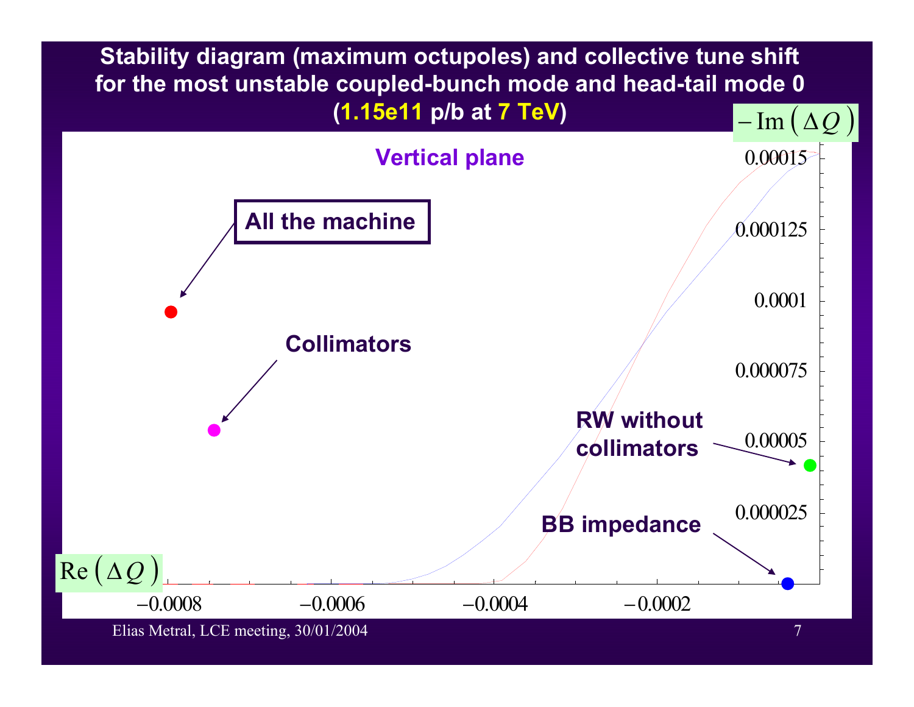# Stability diagram (maximum octupoles) and collective tune shift for the most unstable coupled-bunch mode and head-tail mode 0 (1.15e11 p/b at 7 TeV)

Vertical plane

$-\mathrm{Im}(\Delta Q)$

0.00015
0.000125
0.0001
0.000075
0.00005
0.000025

$\mathrm{Re}(\Delta Q)$

−0.0008
−0.0006
−0.0004
−0.0002

All the machine

Collimators

RW without collimators

BB impedance

Elias Metral, LCE meeting, 30/01/2004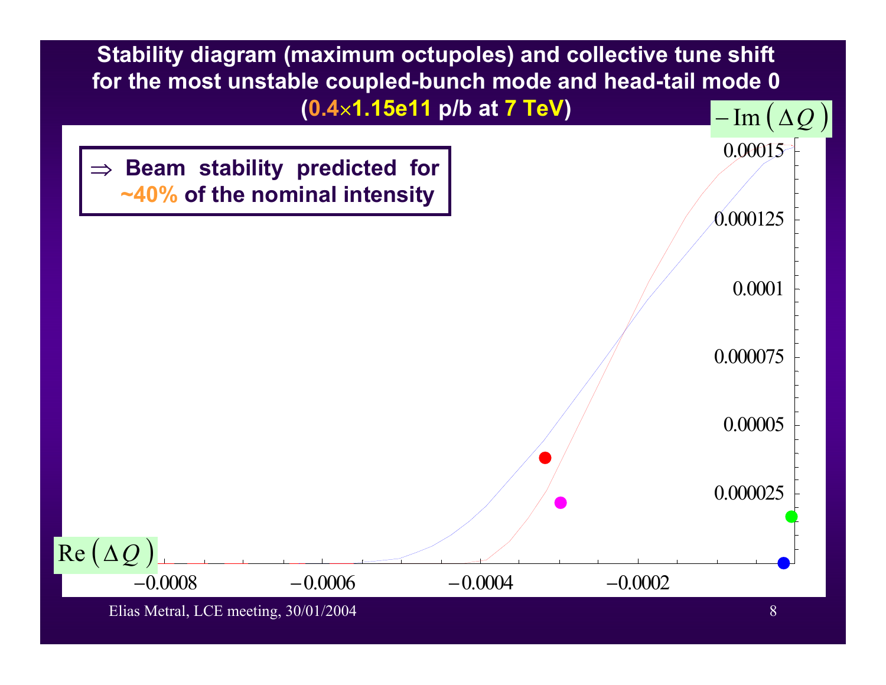# Stability diagram (maximum octupoles) and collective tune shift for the most unstable coupled-bunch mode and head-tail mode 0 (0.4×1.15e11 p/b at 7 TeV)

$\Rightarrow$ **Beam stability predicted for ~40% of the nominal intensity**

$-\mathrm{Im}(\Delta Q)$

0.00015

0.000125

0.0001

0.000075

0.00005

0.000025

$\mathrm{Re}(\Delta Q)$

−0.0008

−0.0006

−0.0004

−0.0002

Elias Metral, LCE meeting, 30/01/2004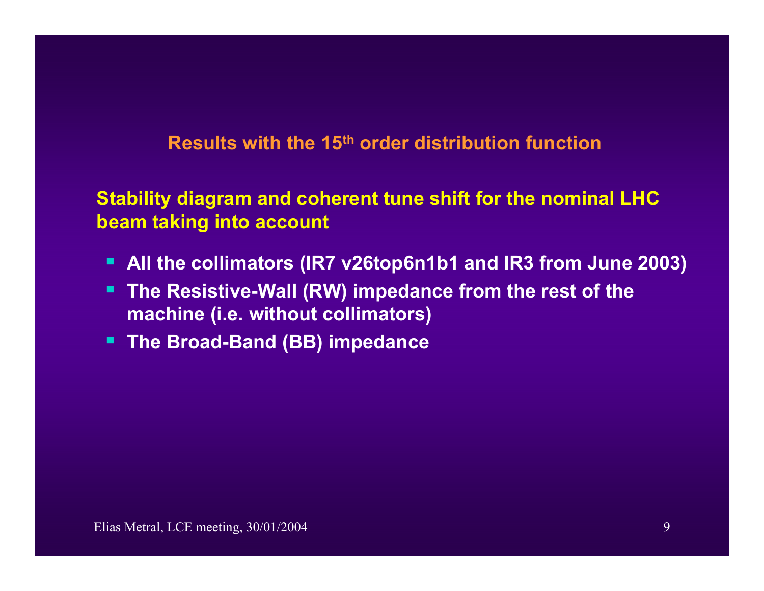## Results with the $15^{th}$ order distribution function

**Stability diagram and coherent tune shift for the nominal LHC beam taking into account**

- **All the collimators (IR7 v26top6n1b1 and IR3 from June 2003)**
- **The Resistive-Wall (RW) impedance from the rest of the machine (i.e. without collimators)**
- **The Broad-Band (BB) impedance**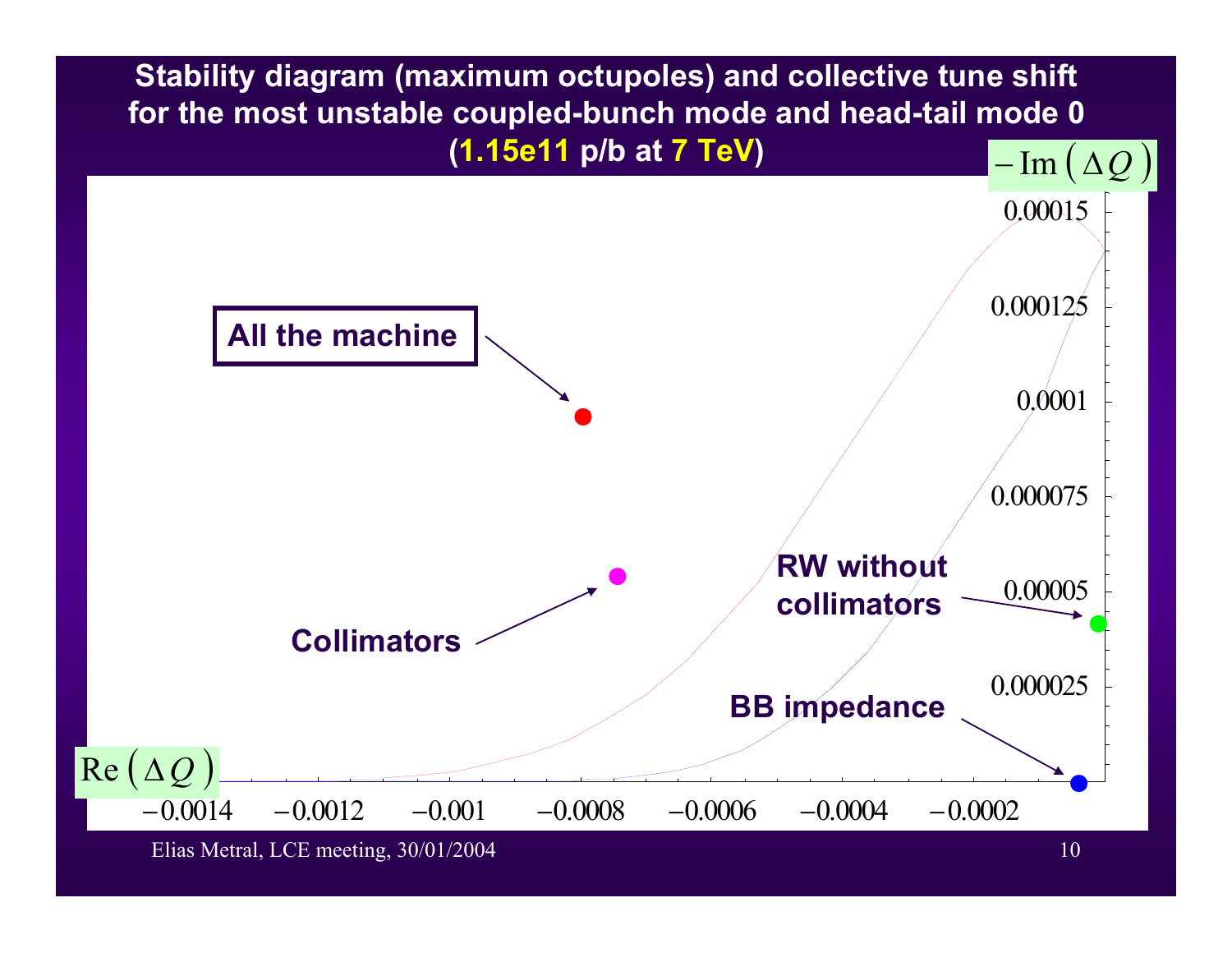## Stability diagram (maximum octupoles) and collective tune shift for the most unstable coupled-bunch mode and head-tail mode 0 (1.15e11 p/b at 7 TeV)

$-\mathrm{Im}\left(\Delta Q\right)$

0.00015

0.000125

0.0001

0.000075

0.00005

0.000025

$\mathrm{Re}\left(\Delta Q\right)$

−0.0014 −0.0012 −0.001 −0.0008 −0.0006 −0.0004 −0.0002

All the machine

Collimators

RW without collimators

BB impedance

Elias Metral, LCE meeting, 30/01/2004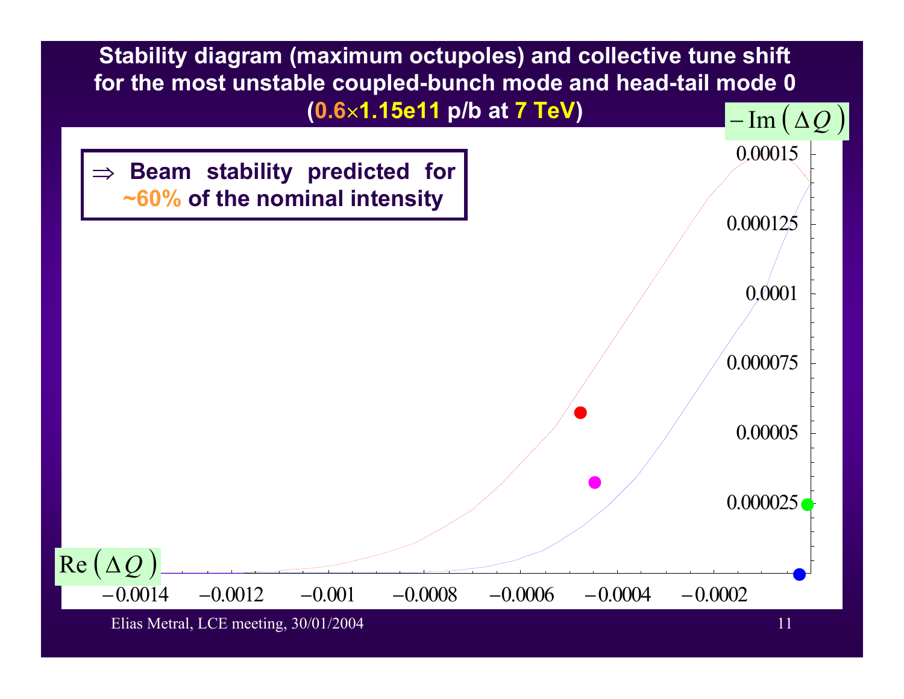# Stability diagram (maximum octupoles) and collective tune shift for the most unstable coupled-bunch mode and head-tail mode 0

**(0.6×1.15e11 p/b at 7 TeV)**

⇒ **Beam stability predicted for ~60% of the nominal intensity**

$-\mathrm{Im}(\Delta Q)$

0.00015
0.000125
0.0001
0.000075
0.00005
0.000025

$\mathrm{Re}(\Delta Q)$

−0.0014 −0.0012 −0.001 −0.0008 −0.0006 −0.0004 −0.0002

Elias Metral, LCE meeting, 30/01/2004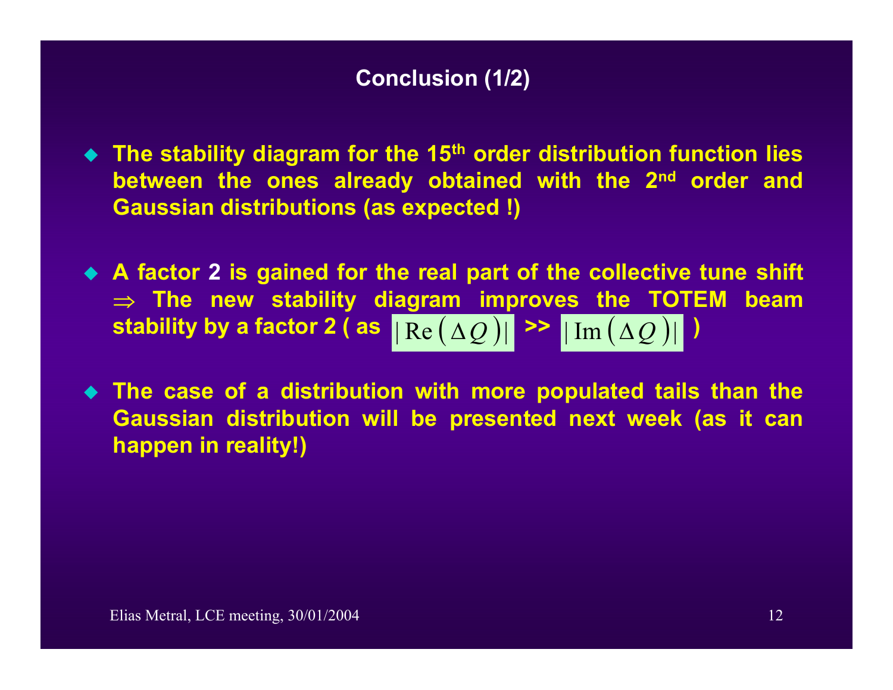## Conclusion (1/2)

- The stability diagram for the 15th order distribution function lies between the ones already obtained with the 2nd order and Gaussian distributions (as expected !)

- A factor 2 is gained for the real part of the collective tune shift $\Rightarrow$ The new stability diagram improves the TOTEM beam stability by a factor 2 ( as $|\mathrm{Re}(\Delta Q)|$ >> $|\mathrm{Im}(\Delta Q)|$ )

- The case of a distribution with more populated tails than the Gaussian distribution will be presented next week (as it can happen in reality!)

Elias Metral, LCE meeting, 30/01/2004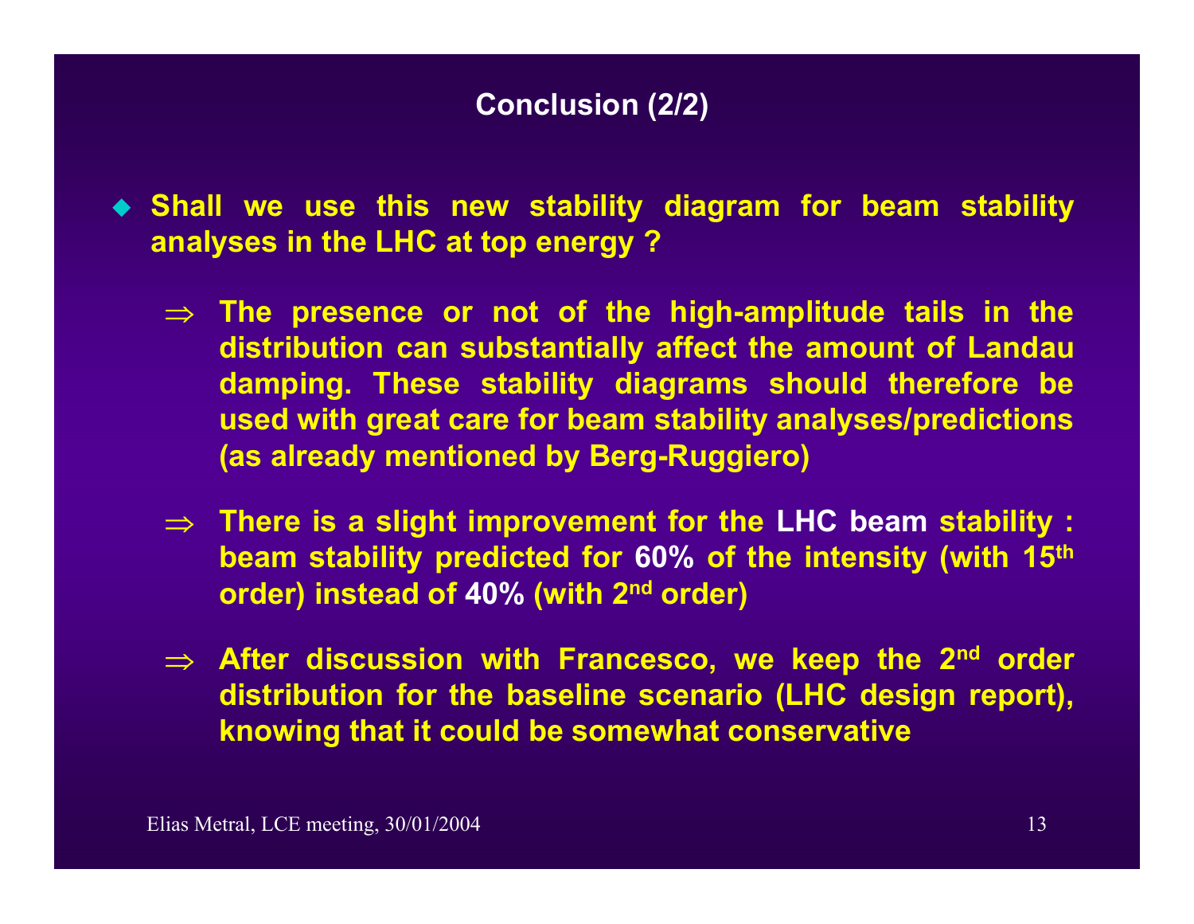## Conclusion (2/2)

- **Shall we use this new stability diagram for beam stability analyses in the LHC at top energy ?**

  - $\Rightarrow$ **The presence or not of the high-amplitude tails in the distribution can substantially affect the amount of Landau damping. These stability diagrams should therefore be used with great care for beam stability analyses/predictions (as already mentioned by Berg-Ruggiero)**

  - $\Rightarrow$ **There is a slight improvement for the LHC beam stability : beam stability predicted for 60% of the intensity (with 15$^{th}$ order) instead of 40% (with 2$^{nd}$ order)**

  - $\Rightarrow$ **After discussion with Francesco, we keep the 2$^{nd}$ order distribution for the baseline scenario (LHC design report), knowing that it could be somewhat conservative**

Elias Metral, LCE meeting, 30/01/2004